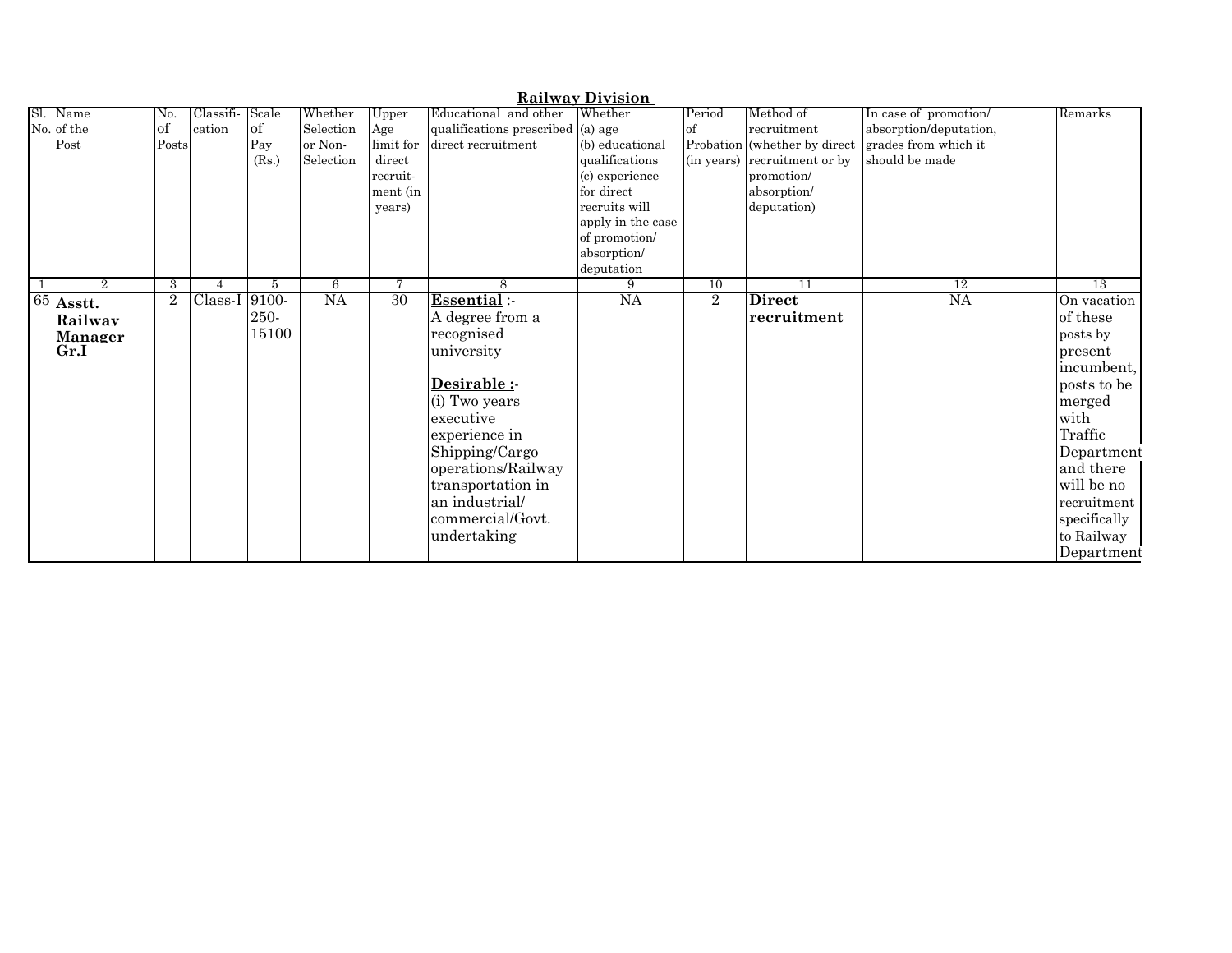## Railway Division

| Sl. No. | Name of the Post | No. of Posts | Classification | Scale of Pay (Rs.) | Whether Selection or Non-Selection | Upper Age limit for direct recruitment (in years) | Educational and other qualifications prescribed direct recruitment | Whether (a) age (b) educational qualifications (c) experience for direct recruits will apply in the case of promotion/ absorption/ deputation | Period of Probation (in years) | Method of recruitment (whether by direct recruitment or by promotion/ absorption/ deputation) | In case of promotion/ absorption/deputation, grades from which it should be made | Remarks |
|---|---|---|---|---|---|---|---|---|---|---|---|---|
| 1 | 2 | 3 | 4 | 5 | 6 | 7 | 8 | 9 | 10 | 11 | 12 | 13 |
| 65 | **Asstt. Railway Manager Gr.I** | 2 | Class-I | 9100-250-15100 | NA | 30 | **Essential** :- A degree from a recognised university<br><br>**Desirable :-** (i) Two years executive experience in Shipping/Cargo operations/Railway transportation in an industrial/ commercial/Govt. undertaking | NA | 2 | **Direct recruitment** | NA | On vacation of these posts by present incumbent, posts to be merged with Traffic Department and there will be no recruitment specifically to Railway Department |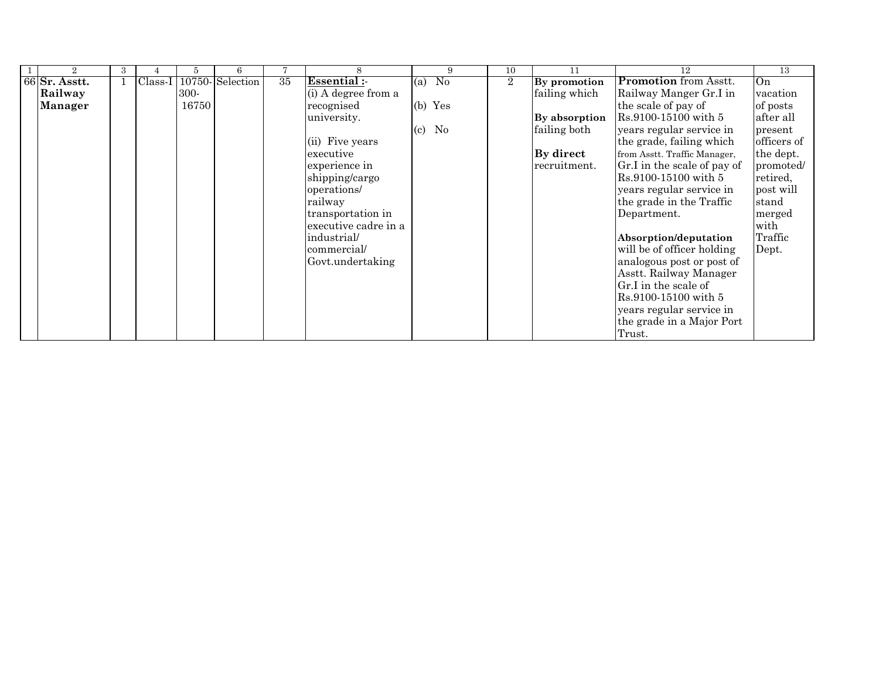| 1 | 2 | 3 | 4 | 5 | 6 | 7 | 8 | 9 | 10 | 11 | 12 | 13 |
|---|---|---|---|---|---|---|---|---|---|---|---|---|
| 66 | **Sr. Asstt. Railway Manager** | 1 | Class-I | 10750-300-16750 | Selection | 35 | **Essential :-**<br>(i) A degree from a recognised university.<br><br>(ii) Five years executive experience in shipping/cargo operations/ railway transportation in executive cadre in a industrial/ commercial/ Govt.undertaking | (a) No<br><br>(b) Yes<br><br>(c) No | 2 | **By promotion** failing which<br><br>**By absorption** failing both<br><br>**By direct** recruitment. | **Promotion** from Asstt. Railway Manger Gr.I in the scale of pay of Rs.9100-15100 with 5 years regular service in the grade, failing which from Asstt. Traffic Manager, Gr.I in the scale of pay of Rs.9100-15100 with 5 years regular service in the grade in the Traffic Department.<br><br>**Absorption/deputation** will be of officer holding analogous post or post of Asstt. Railway Manager Gr.I in the scale of Rs.9100-15100 with 5 years regular service in the grade in a Major Port Trust. | On vacation of posts after all present officers of the dept. promoted/ retired, post will stand merged with Traffic Dept. |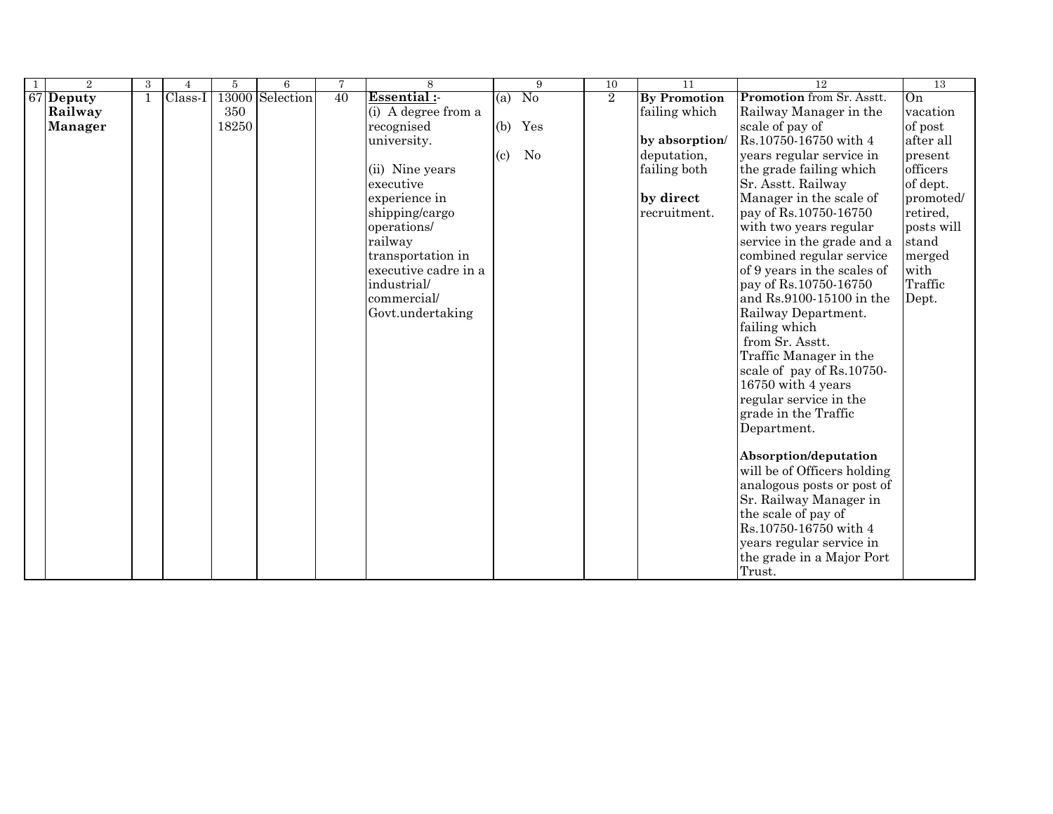| 1 | 2 | 3 | 4 | 5 | 6 | 7 | 8 | 9 | 10 | 11 | 12 | 13 |
|---|---|---|---|---|---|---|---|---|---|---|---|---|
| 67 | **Deputy Railway Manager** | 1 | Class-I | 13000 350 18250 | Selection | 40 | **Essential :-** (i) A degree from a recognised university. (ii) Nine years executive experience in shipping/cargo operations/ railway transportation in executive cadre in a industrial/ commercial/ Govt.undertaking | (a) No (b) Yes (c) No | 2 | **By Promotion** failing which **by absorption/** deputation, failing both **by direct** recruitment. | **Promotion** from Sr. Asstt. Railway Manager in the scale of pay of Rs.10750-16750 with 4 years regular service in the grade failing which Sr. Asstt. Railway Manager in the scale of pay of Rs.10750-16750 with two years regular service in the grade and a combined regular service of 9 years in the scales of pay of Rs.10750-16750 and Rs.9100-15100 in the Railway Department. failing which from Sr. Asstt. Traffic Manager in the scale of pay of Rs.10750-16750 with 4 years regular service in the grade in the Traffic Department. **Absorption/deputation** will be of Officers holding analogous posts or post of Sr. Railway Manager in the scale of pay of Rs.10750-16750 with 4 years regular service in the grade in a Major Port Trust. | On vacation of post after all present officers of dept. promoted/ retired, posts will stand merged with Traffic Dept. |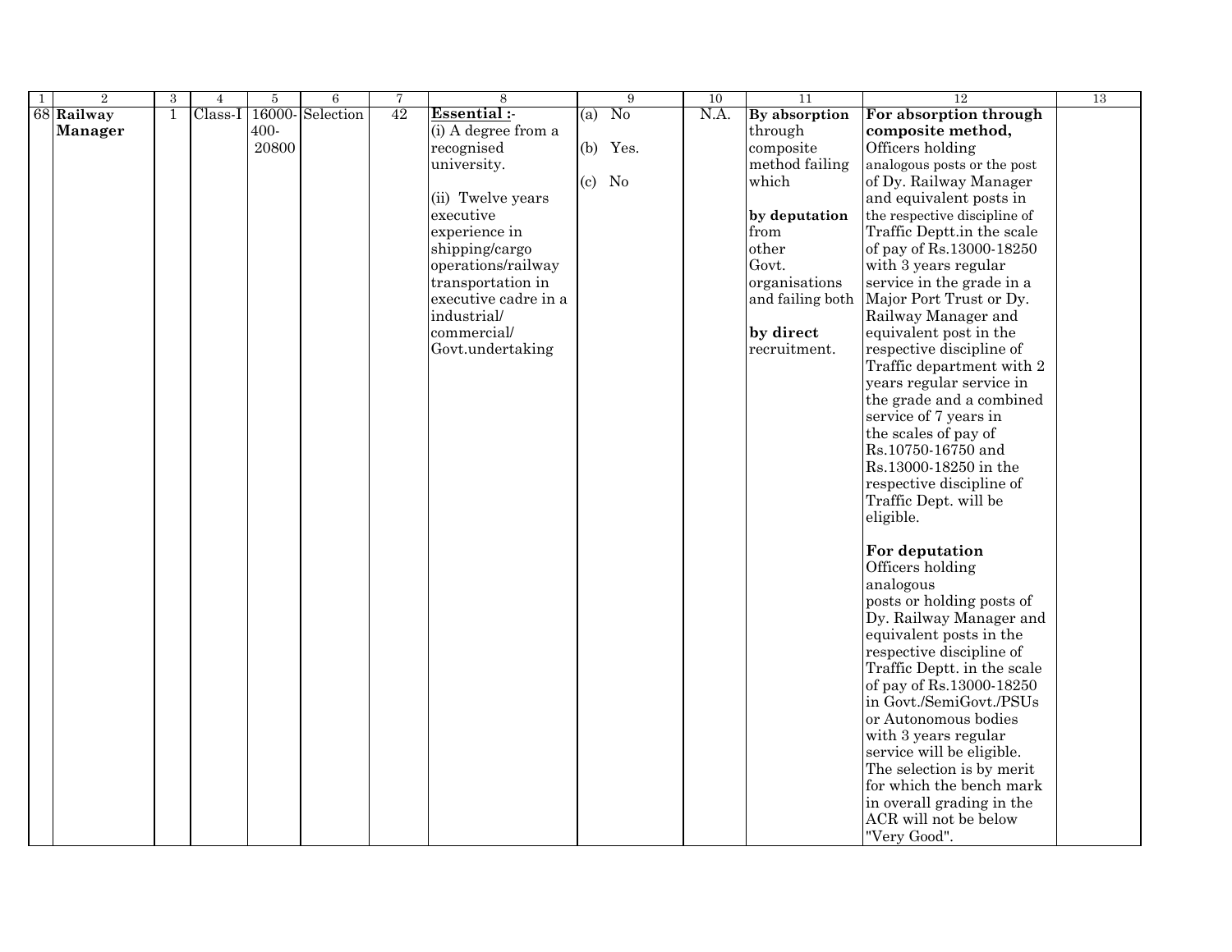| 1 | 2 | 3 | 4 | 5 | 6 | 7 | 8 | 9 | 10 | 11 | 12 | 13 |
|---|---|---|---|---|---|---|---|---|---|---|---|---|
| 68 | **Railway Manager** | 1 | Class-I | 16000-400-20800 | Selection | 42 | **Essential :-**<br>(i) A degree from a recognised university.<br><br>(ii) Twelve years executive experience in shipping/cargo operations/railway transportation in executive cadre in a industrial/ commercial/ Govt.undertaking | (a) No<br><br>(b) Yes.<br><br>(c) No | N.A. | **By absorption** through composite method failing which<br><br>**by deputation** from other Govt. organisations and failing both<br><br>**by direct** recruitment. | **For absorption through composite method,**<br>Officers holding analogous posts or the post of Dy. Railway Manager and equivalent posts in the respective discipline of Traffic Deptt.in the scale of pay of Rs.13000-18250 with 3 years regular service in the grade in a Major Port Trust or Dy. Railway Manager and equivalent post in the respective discipline of Traffic department with 2 years regular service in the grade and a combined service of 7 years in the scales of pay of Rs.10750-16750 and Rs.13000-18250 in the respective discipline of Traffic Dept. will be eligible.<br><br>**For deputation**<br>Officers holding analogous posts or holding posts of Dy. Railway Manager and equivalent posts in the respective discipline of Traffic Deptt. in the scale of pay of Rs.13000-18250 in Govt./SemiGovt./PSUs or Autonomous bodies with 3 years regular service will be eligible. The selection is by merit for which the bench mark in overall grading in the ACR will not be below "Very Good". | |